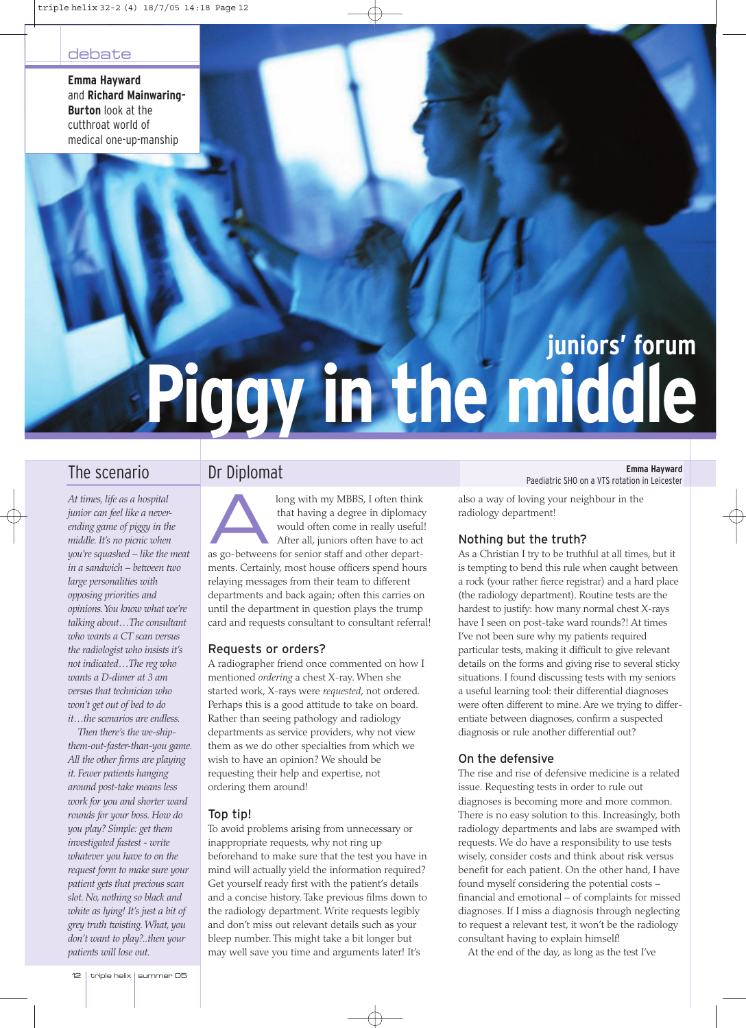debate

**Emma Hayward** and **Richard Mainwaring-Burton** look at the cutthroat world of medical one-up-manship

juniors' forum

# Piggy in the middle

## The scenario

*At times, life as a hospital junior can feel like a never-ending game of piggy in the middle. It's no picnic when you're squashed – like the meat in a sandwich – between two large personalities with opposing priorities and opinions. You know what we're talking about…The consultant who wants a CT scan versus the radiologist who insists it's not indicated…The reg who wants a D-dimer at 3 am versus that technician who won't get out of bed to do it…the scenarios are endless.*

*Then there's the we-ship-them-out-faster-than-you game. All the other firms are playing it. Fewer patients hanging around post-take means less work for you and shorter ward rounds for your boss. How do you play? Simple: get them investigated fastest - write whatever you have to on the request form to make sure your patient gets that precious scan slot. No, nothing so black and white as lying! It's just a bit of grey truth twisting. What, you don't want to play?..then your patients will lose out.*

## Dr Diplomat

**Emma Hayward**
Paediatric SHO on a VTS rotation in Leicester

Along with my MBBS, I often think that having a degree in diplomacy would often come in really useful! After all, juniors often have to act as go-betweens for senior staff and other departments. Certainly, most house officers spend hours relaying messages from their team to different departments and back again; often this carries on until the department in question plays the trump card and requests consultant to consultant referral!

### Requests or orders?

A radiographer friend once commented on how I mentioned *ordering* a chest X-ray. When she started work, X-rays were *requested*, not ordered. Perhaps this is a good attitude to take on board. Rather than seeing pathology and radiology departments as service providers, why not view them as we do other specialties from which we wish to have an opinion? We should be requesting their help and expertise, not ordering them around!

### Top tip!

To avoid problems arising from unnecessary or inappropriate requests, why not ring up beforehand to make sure that the test you have in mind will actually yield the information required? Get yourself ready first with the patient's details and a concise history. Take previous films down to the radiology department. Write requests legibly and don't miss out relevant details such as your bleep number. This might take a bit longer but may well save you time and arguments later! It's also a way of loving your neighbour in the radiology department!

### Nothing but the truth?

As a Christian I try to be truthful at all times, but it is tempting to bend this rule when caught between a rock (your rather fierce registrar) and a hard place (the radiology department). Routine tests are the hardest to justify: how many normal chest X-rays have I seen on post-take ward rounds?! At times I've not been sure why my patients required particular tests, making it difficult to give relevant details on the forms and giving rise to several sticky situations. I found discussing tests with my seniors a useful learning tool: their differential diagnoses were often different to mine. Are we trying to differentiate between diagnoses, confirm a suspected diagnosis or rule another differential out?

### On the defensive

The rise and rise of defensive medicine is a related issue. Requesting tests in order to rule out diagnoses is becoming more and more common. There is no easy solution to this. Increasingly, both radiology departments and labs are swamped with requests. We do have a responsibility to use tests wisely, consider costs and think about risk versus benefit for each patient. On the other hand, I have found myself considering the potential costs – financial and emotional – of complaints for missed diagnoses. If I miss a diagnosis through neglecting to request a relevant test, it won't be the radiology consultant having to explain himself!

At the end of the day, as long as the test I've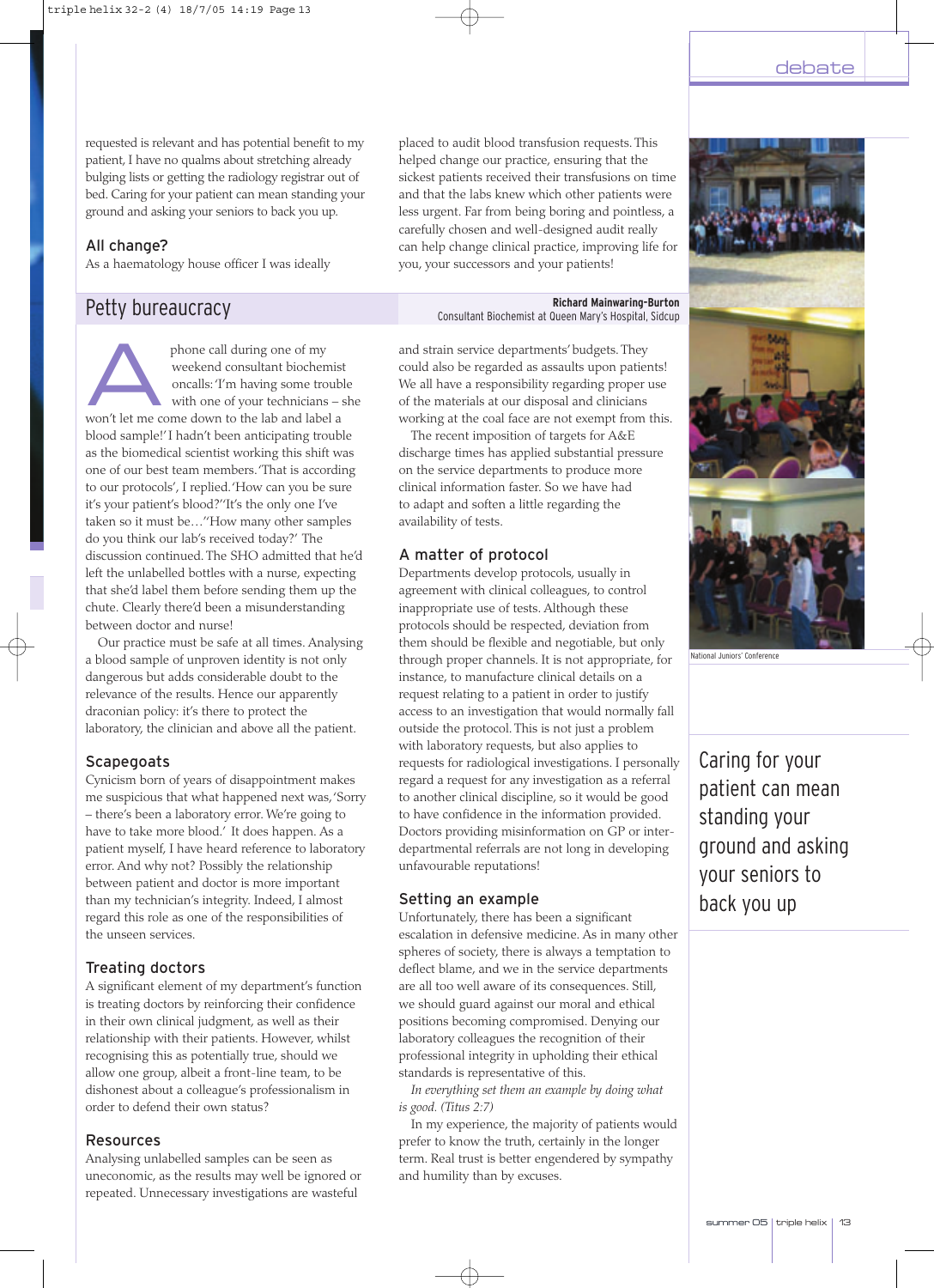requested is relevant and has potential benefit to my patient, I have no qualms about stretching already bulging lists or getting the radiology registrar out of bed. Caring for your patient can mean standing your ground and asking your seniors to back you up.

### All change?

As a haematology house officer I was ideally placed to audit blood transfusion requests. This helped change our practice, ensuring that the sickest patients received their transfusions on time and that the labs knew which other patients were less urgent. Far from being boring and pointless, a carefully chosen and well-designed audit really can help change clinical practice, improving life for you, your successors and your patients!

## Petty bureaucracy

**Richard Mainwaring-Burton**
Consultant Biochemist at Queen Mary's Hospital, Sidcup

A phone call during one of my weekend consultant biochemist oncalls: 'I'm having some trouble with one of your technicians – she won't let me come down to the lab and label a blood sample!' I hadn't been anticipating trouble as the biomedical scientist working this shift was one of our best team members. 'That is according to our protocols', I replied. 'How can you be sure it's your patient's blood?' 'It's the only one I've taken so it must be…' 'How many other samples do you think our lab's received today?' The discussion continued. The SHO admitted that he'd left the unlabelled bottles with a nurse, expecting that she'd label them before sending them up the chute. Clearly there'd been a misunderstanding between doctor and nurse!

Our practice must be safe at all times. Analysing a blood sample of unproven identity is not only dangerous but adds considerable doubt to the relevance of the results. Hence our apparently draconian policy: it's there to protect the laboratory, the clinician and above all the patient.

### Scapegoats

Cynicism born of years of disappointment makes me suspicious that what happened next was, 'Sorry – there's been a laboratory error. We're going to have to take more blood.' It does happen. As a patient myself, I have heard reference to laboratory error. And why not? Possibly the relationship between patient and doctor is more important than my technician's integrity. Indeed, I almost regard this role as one of the responsibilities of the unseen services.

### Treating doctors

A significant element of my department's function is treating doctors by reinforcing their confidence in their own clinical judgment, as well as their relationship with their patients. However, whilst recognising this as potentially true, should we allow one group, albeit a front-line team, to be dishonest about a colleague's professionalism in order to defend their own status?

### Resources

Analysing unlabelled samples can be seen as uneconomic, as the results may well be ignored or repeated. Unnecessary investigations are wasteful and strain service departments' budgets. They could also be regarded as assaults upon patients! We all have a responsibility regarding proper use of the materials at our disposal and clinicians working at the coal face are not exempt from this.

The recent imposition of targets for A&E discharge times has applied substantial pressure on the service departments to produce more clinical information faster. So we have had to adapt and soften a little regarding the availability of tests.

### A matter of protocol

Departments develop protocols, usually in agreement with clinical colleagues, to control inappropriate use of tests. Although these protocols should be respected, deviation from them should be flexible and negotiable, but only through proper channels. It is not appropriate, for instance, to manufacture clinical details on a request relating to a patient in order to justify access to an investigation that would normally fall outside the protocol. This is not just a problem with laboratory requests, but also applies to requests for radiological investigations. I personally regard a request for any investigation as a referral to another clinical discipline, so it would be good to have confidence in the information provided. Doctors providing misinformation on GP or inter-departmental referrals are not long in developing unfavourable reputations!

### Setting an example

Unfortunately, there has been a significant escalation in defensive medicine. As in many other spheres of society, there is always a temptation to deflect blame, and we in the service departments are all too well aware of its consequences. Still, we should guard against our moral and ethical positions becoming compromised. Denying our laboratory colleagues the recognition of their professional integrity in upholding their ethical standards is representative of this.

*In everything set them an example by doing what is good. (Titus 2:7)*

In my experience, the majority of patients would prefer to know the truth, certainly in the longer term. Real trust is better engendered by sympathy and humility than by excuses.

National Juniors' Conference

Caring for your patient can mean standing your ground and asking your seniors to back you up